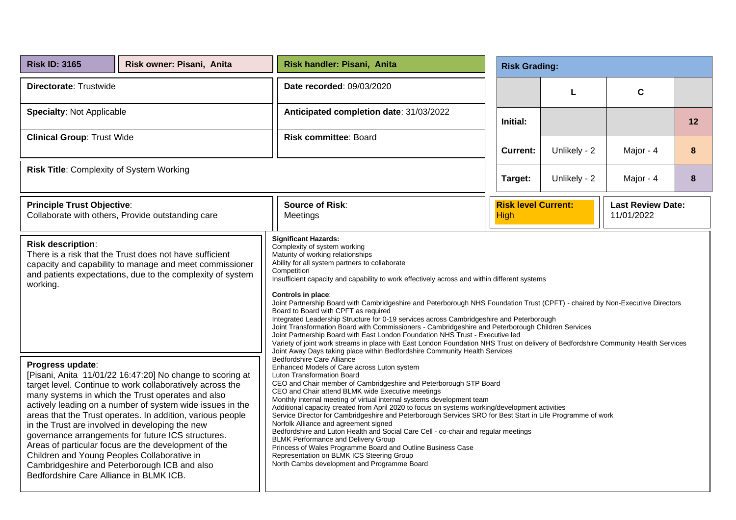| **Risk ID: 3165** | **Risk owner: Pisani, Anita** | **Risk handler: Pisani, Anita** |
|---|---|---|
| **Directorate**: Trustwide | | **Date recorded**: 09/03/2020 |
| **Specialty**: Not Applicable | | **Anticipated completion date**: 31/03/2022 |
| **Clinical Group**: Trust Wide | | **Risk committee**: Board |

**Risk Grading:**

| | L | C | |
|---|---|---|---|
| **Initial:** | | | **12** |
| **Current:** | Unlikely - 2 | Major - 4 | **8** |
| **Target:** | Unlikely - 2 | Major - 4 | **8** |

**Risk Title**: Complexity of System Working

| **Principle Trust Objective**: | **Source of Risk**: | **Risk level Current:** | **Last Review Date:** |
|---|---|---|---|
| Collaborate with others, Provide outstanding care | Meetings | High | 11/01/2022 |

**Risk description**:
There is a risk that the Trust does not have sufficient capacity and capability to manage and meet commissioner and patients expectations, due to the complexity of system working.

**Progress update**:
[Pisani, Anita 11/01/22 16:47:20] No change to scoring at target level. Continue to work collaboratively across the many systems in which the Trust operates and also actively leading on a number of system wide issues in the areas that the Trust operates. In addition, various people in the Trust are involved in developing the new governance arrangements for future ICS structures. Areas of particular focus are the development of the Children and Young Peoples Collaborative in Cambridgeshire and Peterborough ICB and also Bedfordshire Care Alliance in BLMK ICB.

**Significant Hazards:**
Complexity of system working
Maturity of working relationships
Ability for all system partners to collaborate
Competition
Insufficient capacity and capability to work effectively across and within different systems

**Controls in place**:
Joint Partnership Board with Cambridgeshire and Peterborough NHS Foundation Trust (CPFT) - chaired by Non-Executive Directors
Board to Board with CPFT as required
Integrated Leadership Structure for 0-19 services across Cambridgeshire and Peterborough
Joint Transformation Board with Commissioners - Cambridgeshire and Peterborough Children Services
Joint Partnership Board with East London Foundation NHS Trust - Executive led
Variety of joint work streams in place with East London Foundation NHS Trust on delivery of Bedfordshire Community Health Services
Joint Away Days taking place within Bedfordshire Community Health Services
Bedfordshire Care Alliance
Enhanced Models of Care across Luton system
Luton Transformation Board
CEO and Chair member of Cambridgeshire and Peterborough STP Board
CEO and Chair attend BLMK wide Executive meetings
Monthly internal meeting of virtual internal systems development team
Additional capacity created from April 2020 to focus on systems working/development activities
Service Director for Cambridgeshire and Peterborough Services SRO for Best Start in Life Programme of work
Norfolk Alliance and agreement signed
Bedfordshire and Luton Health and Social Care Cell - co-chair and regular meetings
BLMK Performance and Delivery Group
Princess of Wales Programme Board and Outline Business Case
Representation on BLMK ICS Steering Group
North Cambs development and Programme Board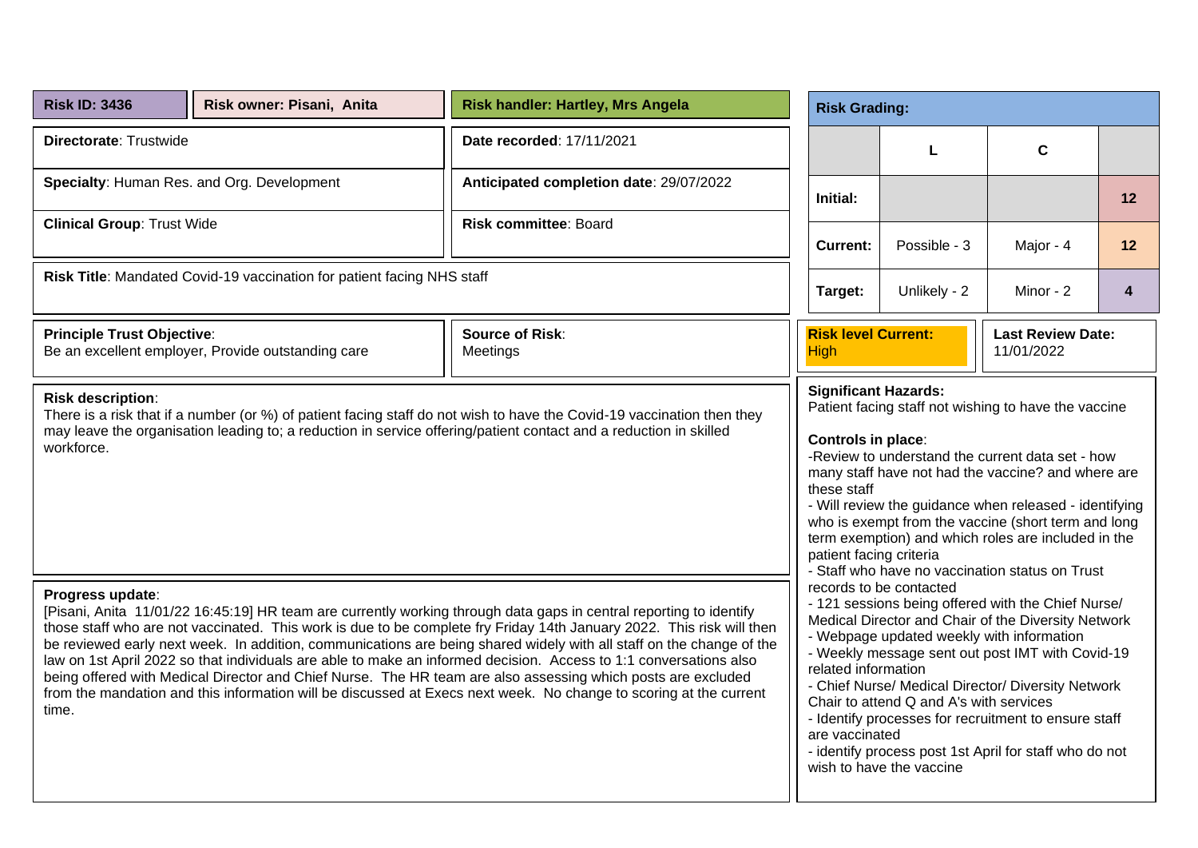| **Risk ID: 3436** | **Risk owner: Pisani, Anita** | **Risk handler: Hartley, Mrs Angela** |
|---|---|---|

**Directorate**: Trustwide

**Date recorded**: 17/11/2021

**Specialty**: Human Res. and Org. Development

**Anticipated completion date**: 29/07/2022

**Clinical Group**: Trust Wide

**Risk committee**: Board

**Risk Title**: Mandated Covid-19 vaccination for patient facing NHS staff

**Risk Grading:**

| | L | C | |
|---|---|---|---|
| **Initial:** | | | **12** |
| **Current:** | Possible - 3 | Major - 4 | **12** |
| **Target:** | Unlikely - 2 | Minor - 2 | **4** |

**Principle Trust Objective**:
Be an excellent employer, Provide outstanding care

**Source of Risk**:
Meetings

**Risk level Current:**
High

**Last Review Date:**
11/01/2022

**Risk description**:
There is a risk that if a number (or %) of patient facing staff do not wish to have the Covid-19 vaccination then they may leave the organisation leading to; a reduction in service offering/patient contact and a reduction in skilled workforce.

**Significant Hazards:**
Patient facing staff not wishing to have the vaccine

**Controls in place**:
-Review to understand the current data set - how many staff have not had the vaccine? and where are these staff
- Will review the guidance when released - identifying who is exempt from the vaccine (short term and long term exemption) and which roles are included in the patient facing criteria
- Staff who have no vaccination status on Trust records to be contacted
- 121 sessions being offered with the Chief Nurse/ Medical Director and Chair of the Diversity Network
- Webpage updated weekly with information
- Weekly message sent out post IMT with Covid-19 related information
- Chief Nurse/ Medical Director/ Diversity Network Chair to attend Q and A's with services
- Identify processes for recruitment to ensure staff are vaccinated
- identify process post 1st April for staff who do not wish to have the vaccine

**Progress update**:
[Pisani, Anita 11/01/22 16:45:19] HR team are currently working through data gaps in central reporting to identify those staff who are not vaccinated. This work is due to be complete fry Friday 14th January 2022. This risk will then be reviewed early next week. In addition, communications are being shared widely with all staff on the change of the law on 1st April 2022 so that individuals are able to make an informed decision. Access to 1:1 conversations also being offered with Medical Director and Chief Nurse. The HR team are also assessing which posts are excluded from the mandation and this information will be discussed at Execs next week. No change to scoring at the current time.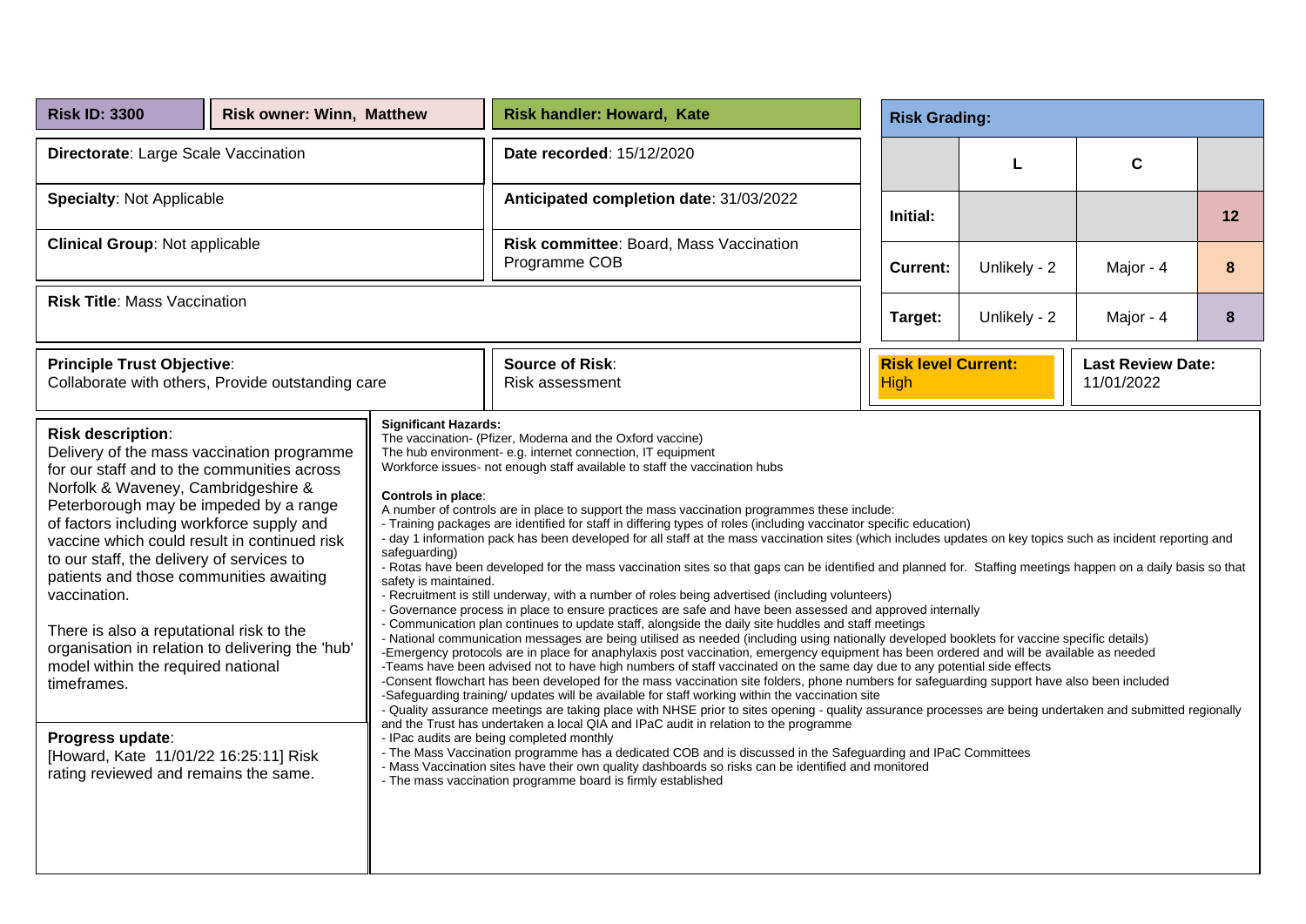| **Risk ID: 3300** | **Risk owner: Winn, Matthew** | **Risk handler: Howard, Kate** |
|---|---|---|

**Directorate**: Large Scale Vaccination

**Date recorded**: 15/12/2020

**Specialty**: Not Applicable

**Anticipated completion date**: 31/03/2022

**Clinical Group**: Not applicable

**Risk committee**: Board, Mass Vaccination Programme COB

**Risk Title**: Mass Vaccination

**Risk Grading:**

| | L | C | |
|---|---|---|---|
| **Initial:** | | | 12 |
| **Current:** | Unlikely - 2 | Major - 4 | 8 |
| **Target:** | Unlikely - 2 | Major - 4 | 8 |

**Principle Trust Objective**:
Collaborate with others, Provide outstanding care

**Source of Risk**:
Risk assessment

**Risk level Current:** High

**Last Review Date:** 11/01/2022

**Risk description**:
Delivery of the mass vaccination programme for our staff and to the communities across Norfolk & Waveney, Cambridgeshire & Peterborough may be impeded by a range of factors including workforce supply and vaccine which could result in continued risk to our staff, the delivery of services to patients and those communities awaiting vaccination.

There is also a reputational risk to the organisation in relation to delivering the 'hub' model within the required national timeframes.

**Progress update**:
[Howard, Kate 11/01/22 16:25:11] Risk rating reviewed and remains the same.

**Significant Hazards:**
The vaccination- (Pfizer, Moderna and the Oxford vaccine)
The hub environment- e.g. internet connection, IT equipment
Workforce issues- not enough staff available to staff the vaccination hubs

**Controls in place**:
A number of controls are in place to support the mass vaccination programmes these include:
- Training packages are identified for staff in differing types of roles (including vaccinator specific education)
- day 1 information pack has been developed for all staff at the mass vaccination sites (which includes updates on key topics such as incident reporting and safeguarding)
- Rotas have been developed for the mass vaccination sites so that gaps can be identified and planned for. Staffing meetings happen on a daily basis so that safety is maintained.
- Recruitment is still underway, with a number of roles being advertised (including volunteers)
- Governance process in place to ensure practices are safe and have been assessed and approved internally
- Communication plan continues to update staff, alongside the daily site huddles and staff meetings
- National communication messages are being utilised as needed (including using nationally developed booklets for vaccine specific details)
-Emergency protocols are in place for anaphylaxis post vaccination, emergency equipment has been ordered and will be available as needed
-Teams have been advised not to have high numbers of staff vaccinated on the same day due to any potential side effects
-Consent flowchart has been developed for the mass vaccination site folders, phone numbers for safeguarding support have also been included
-Safeguarding training/ updates will be available for staff working within the vaccination site
- Quality assurance meetings are taking place with NHSE prior to sites opening - quality assurance processes are being undertaken and submitted regionally and the Trust has undertaken a local QIA and IPaC audit in relation to the programme
- IPac audits are being completed monthly
- The Mass Vaccination programme has a dedicated COB and is discussed in the Safeguarding and IPaC Committees
- Mass Vaccination sites have their own quality dashboards so risks can be identified and monitored
- The mass vaccination programme board is firmly established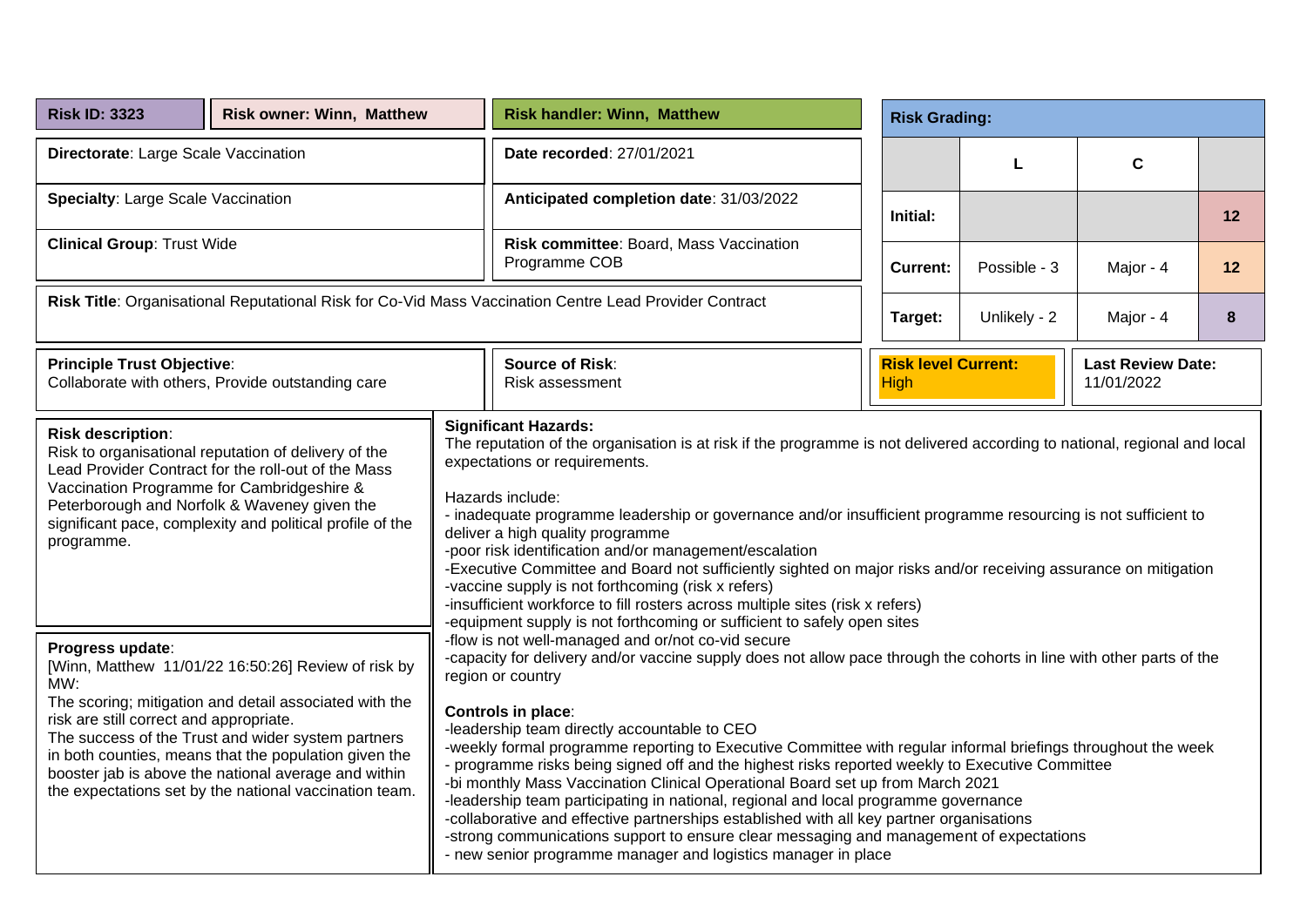| **Risk ID: 3323** | **Risk owner: Winn, Matthew** | **Risk handler: Winn, Matthew** |
|---|---|---|

**Directorate**: Large Scale Vaccination

**Date recorded**: 27/01/2021

**Specialty**: Large Scale Vaccination

**Anticipated completion date**: 31/03/2022

**Clinical Group**: Trust Wide

**Risk committee**: Board, Mass Vaccination Programme COB

**Risk Title**: Organisational Reputational Risk for Co-Vid Mass Vaccination Centre Lead Provider Contract

**Risk Grading:**

| | L | C | |
|---|---|---|---|
| **Initial:** | | | **12** |
| **Current:** | Possible - 3 | Major - 4 | **12** |
| **Target:** | Unlikely - 2 | Major - 4 | **8** |

**Principle Trust Objective**:
Collaborate with others, Provide outstanding care

**Source of Risk**:
Risk assessment

**Risk level Current:** High

**Last Review Date:** 11/01/2022

**Risk description**:
Risk to organisational reputation of delivery of the Lead Provider Contract for the roll-out of the Mass Vaccination Programme for Cambridgeshire & Peterborough and Norfolk & Waveney given the significant pace, complexity and political profile of the programme.

**Progress update**:
[Winn, Matthew 11/01/22 16:50:26] Review of risk by MW:
The scoring; mitigation and detail associated with the risk are still correct and appropriate.
The success of the Trust and wider system partners in both counties, means that the population given the booster jab is above the national average and within the expectations set by the national vaccination team.

**Significant Hazards:**
The reputation of the organisation is at risk if the programme is not delivered according to national, regional and local expectations or requirements.

Hazards include:
- inadequate programme leadership or governance and/or insufficient programme resourcing is not sufficient to deliver a high quality programme
-poor risk identification and/or management/escalation
-Executive Committee and Board not sufficiently sighted on major risks and/or receiving assurance on mitigation
-vaccine supply is not forthcoming (risk x refers)
-insufficient workforce to fill rosters across multiple sites (risk x refers)
-equipment supply is not forthcoming or sufficient to safely open sites
-flow is not well-managed and or/not co-vid secure
-capacity for delivery and/or vaccine supply does not allow pace through the cohorts in line with other parts of the region or country

**Controls in place**:
-leadership team directly accountable to CEO
-weekly formal programme reporting to Executive Committee with regular informal briefings throughout the week
- programme risks being signed off and the highest risks reported weekly to Executive Committee
-bi monthly Mass Vaccination Clinical Operational Board set up from March 2021
-leadership team participating in national, regional and local programme governance
-collaborative and effective partnerships established with all key partner organisations
-strong communications support to ensure clear messaging and management of expectations
- new senior programme manager and logistics manager in place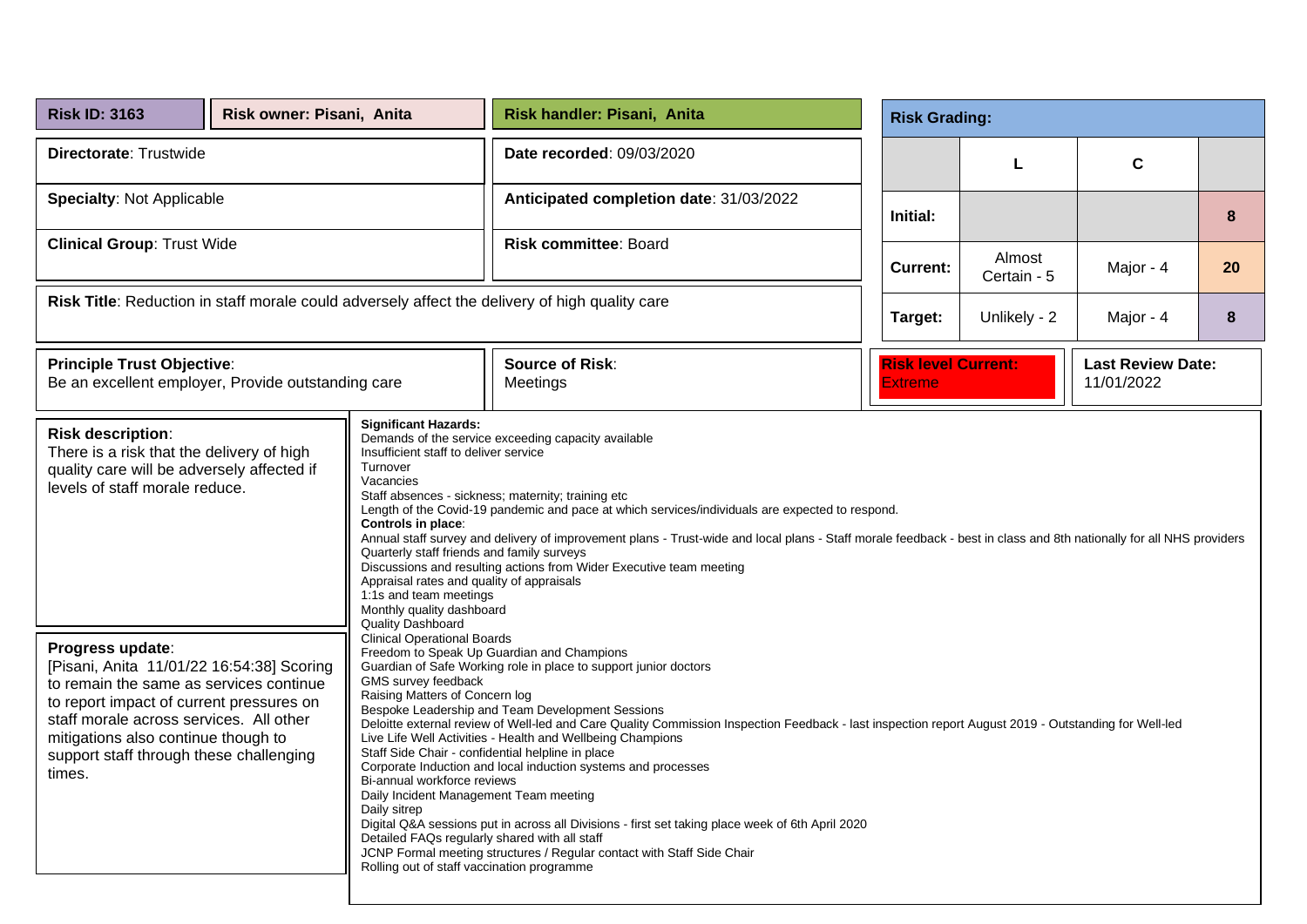**Risk ID: 3163** | **Risk owner: Pisani, Anita** | **Risk handler: Pisani, Anita**

**Directorate**: Trustwide

**Date recorded**: 09/03/2020

**Specialty**: Not Applicable

**Anticipated completion date**: 31/03/2022

**Clinical Group**: Trust Wide

**Risk committee**: Board

**Risk Title**: Reduction in staff morale could adversely affect the delivery of high quality care

**Risk Grading:**

| | L | C | |
|---|---|---|---|
| **Initial:** | | | 8 |
| **Current:** | Almost Certain - 5 | Major - 4 | 20 |
| **Target:** | Unlikely - 2 | Major - 4 | 8 |

**Principle Trust Objective**:
Be an excellent employer, Provide outstanding care

**Source of Risk**:
Meetings

**Risk level Current:**
Extreme

**Last Review Date:**
11/01/2022

**Risk description**:
There is a risk that the delivery of high quality care will be adversely affected if levels of staff morale reduce.

**Progress update**:
[Pisani, Anita 11/01/22 16:54:38] Scoring to remain the same as services continue to report impact of current pressures on staff morale across services. All other mitigations also continue though to support staff through these challenging times.

**Significant Hazards:**
Demands of the service exceeding capacity available
Insufficient staff to deliver service
Turnover
Vacancies
Staff absences - sickness; maternity; training etc
Length of the Covid-19 pandemic and pace at which services/individuals are expected to respond.

**Controls in place**:
Annual staff survey and delivery of improvement plans - Trust-wide and local plans - Staff morale feedback - best in class and 8th nationally for all NHS providers
Quarterly staff friends and family surveys
Discussions and resulting actions from Wider Executive team meeting
Appraisal rates and quality of appraisals
1:1s and team meetings
Monthly quality dashboard
Quality Dashboard
Clinical Operational Boards
Freedom to Speak Up Guardian and Champions
Guardian of Safe Working role in place to support junior doctors
GMS survey feedback
Raising Matters of Concern log
Bespoke Leadership and Team Development Sessions
Deloitte external review of Well-led and Care Quality Commission Inspection Feedback - last inspection report August 2019 - Outstanding for Well-led
Live Life Well Activities - Health and Wellbeing Champions
Staff Side Chair - confidential helpline in place
Corporate Induction and local induction systems and processes
Bi-annual workforce reviews
Daily Incident Management Team meeting
Daily sitrep
Digital Q&A sessions put in across all Divisions - first set taking place week of 6th April 2020
Detailed FAQs regularly shared with all staff
JCNP Formal meeting structures / Regular contact with Staff Side Chair
Rolling out of staff vaccination programme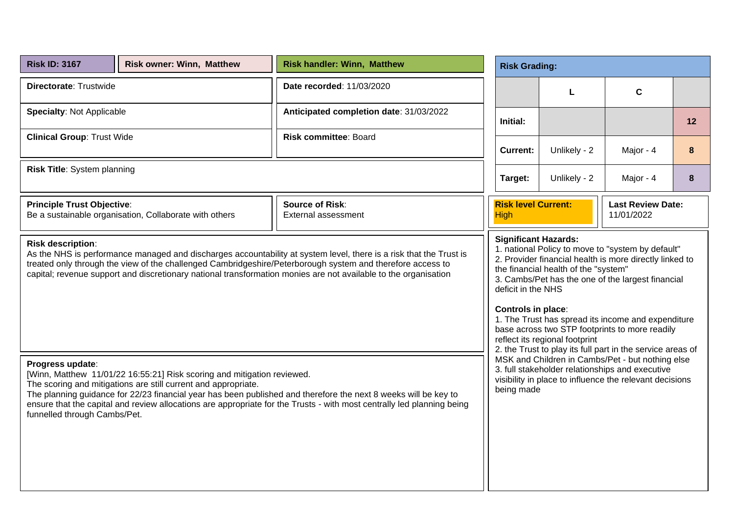| **Risk ID: 3167** | **Risk owner: Winn, Matthew** | **Risk handler: Winn, Matthew** |
|---|---|---|

| | |
|---|---|
| **Directorate**: Trustwide | **Date recorded**: 11/03/2020 |
| **Specialty**: Not Applicable | **Anticipated completion date**: 31/03/2022 |
| **Clinical Group**: Trust Wide | **Risk committee**: Board |

**Risk Title**: System planning

**Risk Grading:**

| | L | C | |
|---|---|---|---|
| **Initial:** | | | **12** |
| **Current:** | Unlikely - 2 | Major - 4 | **8** |
| **Target:** | Unlikely - 2 | Major - 4 | **8** |

| | |
|---|---|
| **Principle Trust Objective**: Be a sustainable organisation, Collaborate with others | **Source of Risk**: External assessment |

| | |
|---|---|
| **Risk level Current:** High | **Last Review Date:** 11/01/2022 |

**Risk description**:
As the NHS is performance managed and discharges accountability at system level, there is a risk that the Trust is treated only through the view of the challenged Cambridgeshire/Peterborough system and therefore access to capital; revenue support and discretionary national transformation monies are not available to the organisation

**Progress update**:
[Winn, Matthew 11/01/22 16:55:21] Risk scoring and mitigation reviewed.
The scoring and mitigations are still current and appropriate.
The planning guidance for 22/23 financial year has been published and therefore the next 8 weeks will be key to ensure that the capital and review allocations are appropriate for the Trusts - with most centrally led planning being funnelled through Cambs/Pet.

**Significant Hazards:**
1. national Policy to move to "system by default"
2. Provider financial health is more directly linked to the financial health of the "system"
3. Cambs/Pet has the one of the largest financial deficit in the NHS

**Controls in place**:
1. The Trust has spread its income and expenditure base across two STP footprints to more readily reflect its regional footprint
2. the Trust to play its full part in the service areas of MSK and Children in Cambs/Pet - but nothing else
3. full stakeholder relationships and executive visibility in place to influence the relevant decisions being made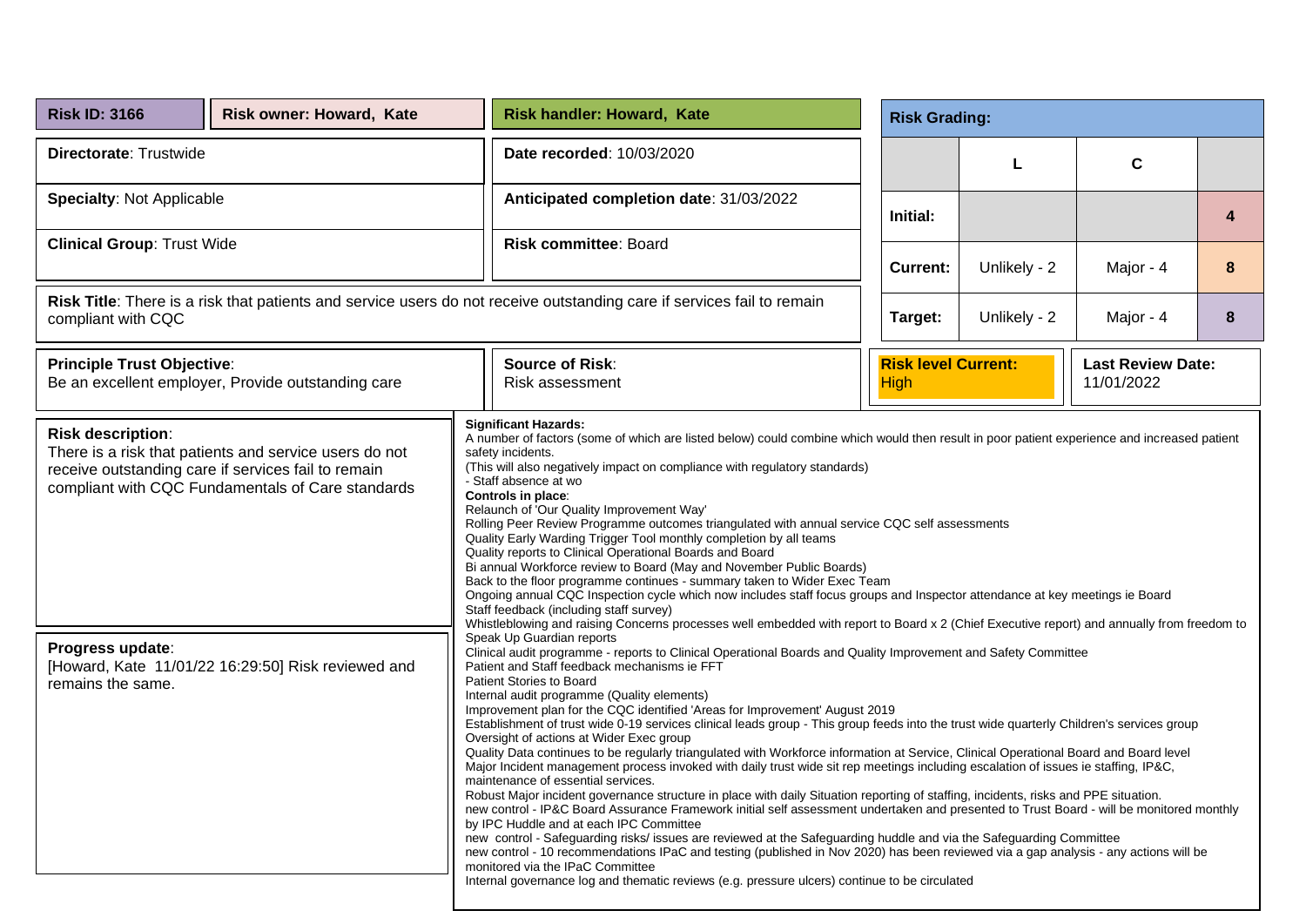| **Risk ID: 3166** | **Risk owner: Howard, Kate** | **Risk handler: Howard, Kate** |
|---|---|---|
| **Directorate**: Trustwide | | **Date recorded**: 10/03/2020 |
| **Specialty**: Not Applicable | | **Anticipated completion date**: 31/03/2022 |
| **Clinical Group**: Trust Wide | | **Risk committee**: Board |

**Risk Grading:**

| | L | C | |
|---|---|---|---|
| **Initial:** | | | 4 |
| **Current:** | Unlikely - 2 | Major - 4 | 8 |
| **Target:** | Unlikely - 2 | Major - 4 | 8 |

**Risk Title**: There is a risk that patients and service users do not receive outstanding care if services fail to remain compliant with CQC

| **Principle Trust Objective**: | **Source of Risk**: | **Risk level Current:** | **Last Review Date:** |
|---|---|---|---|
| Be an excellent employer, Provide outstanding care | Risk assessment | High | 11/01/2022 |

**Risk description**:
There is a risk that patients and service users do not receive outstanding care if services fail to remain compliant with CQC Fundamentals of Care standards

**Progress update**:
[Howard, Kate 11/01/22 16:29:50] Risk reviewed and remains the same.

**Significant Hazards:**
A number of factors (some of which are listed below) could combine which would then result in poor patient experience and increased patient safety incidents.
(This will also negatively impact on compliance with regulatory standards)
- Staff absence at wo

**Controls in place**:
Relaunch of 'Our Quality Improvement Way'
Rolling Peer Review Programme outcomes triangulated with annual service CQC self assessments
Quality Early Warding Trigger Tool monthly completion by all teams
Quality reports to Clinical Operational Boards and Board
Bi annual Workforce review to Board (May and November Public Boards)
Back to the floor programme continues - summary taken to Wider Exec Team
Ongoing annual CQC Inspection cycle which now includes staff focus groups and Inspector attendance at key meetings ie Board
Staff feedback (including staff survey)
Whistleblowing and raising Concerns processes well embedded with report to Board x 2 (Chief Executive report) and annually from freedom to Speak Up Guardian reports
Clinical audit programme - reports to Clinical Operational Boards and Quality Improvement and Safety Committee
Patient and Staff feedback mechanisms ie FFT
Patient Stories to Board
Internal audit programme (Quality elements)
Improvement plan for the CQC identified 'Areas for Improvement' August 2019
Establishment of trust wide 0-19 services clinical leads group - This group feeds into the trust wide quarterly Children's services group
Oversight of actions at Wider Exec group
Quality Data continues to be regularly triangulated with Workforce information at Service, Clinical Operational Board and Board level
Major Incident management process invoked with daily trust wide sit rep meetings including escalation of issues ie staffing, IP&C, maintenance of essential services.
Robust Major incident governance structure in place with daily Situation reporting of staffing, incidents, risks and PPE situation.
new control - IP&C Board Assurance Framework initial self assessment undertaken and presented to Trust Board - will be monitored monthly by IPC Huddle and at each IPC Committee
new control - Safeguarding risks/ issues are reviewed at the Safeguarding huddle and via the Safeguarding Committee
new control - 10 recommendations IPaC and testing (published in Nov 2020) has been reviewed via a gap analysis - any actions will be monitored via the IPaC Committee
Internal governance log and thematic reviews (e.g. pressure ulcers) continue to be circulated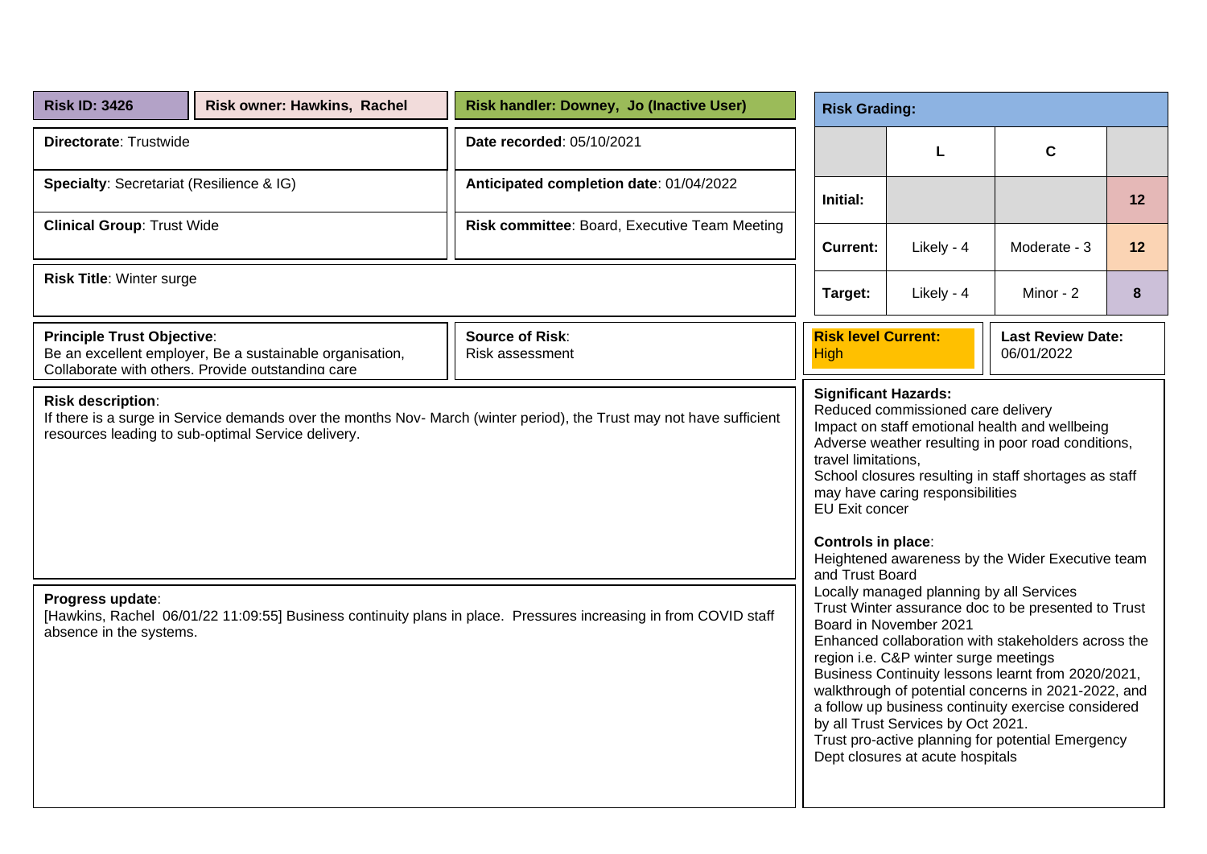**Risk ID: 3426** | **Risk owner: Hawkins, Rachel** | **Risk handler: Downey, Jo (Inactive User)**

**Directorate**: Trustwide

**Date recorded**: 05/10/2021

**Specialty**: Secretariat (Resilience & IG)

**Anticipated completion date**: 01/04/2022

**Clinical Group**: Trust Wide

**Risk committee**: Board, Executive Team Meeting

**Risk Title**: Winter surge

**Risk Grading:**

| | L | C | |
|---|---|---|---|
| **Initial:** | | | **12** |
| **Current:** | Likely - 4 | Moderate - 3 | **12** |
| **Target:** | Likely - 4 | Minor - 2 | **8** |

**Principle Trust Objective**:
Be an excellent employer, Be a sustainable organisation, Collaborate with others, Provide outstanding care

**Source of Risk**:
Risk assessment

**Risk level Current:** High

**Last Review Date:** 06/01/2022

**Risk description**:
If there is a surge in Service demands over the months Nov- March (winter period), the Trust may not have sufficient resources leading to sub-optimal Service delivery.

**Significant Hazards:**
Reduced commissioned care delivery
Impact on staff emotional health and wellbeing
Adverse weather resulting in poor road conditions, travel limitations,
School closures resulting in staff shortages as staff may have caring responsibilities
EU Exit concer

**Controls in place**:
Heightened awareness by the Wider Executive team and Trust Board
Locally managed planning by all Services
Trust Winter assurance doc to be presented to Trust Board in November 2021
Enhanced collaboration with stakeholders across the region i.e. C&P winter surge meetings
Business Continuity lessons learnt from 2020/2021, walkthrough of potential concerns in 2021-2022, and a follow up business continuity exercise considered by all Trust Services by Oct 2021.
Trust pro-active planning for potential Emergency Dept closures at acute hospitals

**Progress update**:
[Hawkins, Rachel 06/01/22 11:09:55] Business continuity plans in place. Pressures increasing in from COVID staff absence in the systems.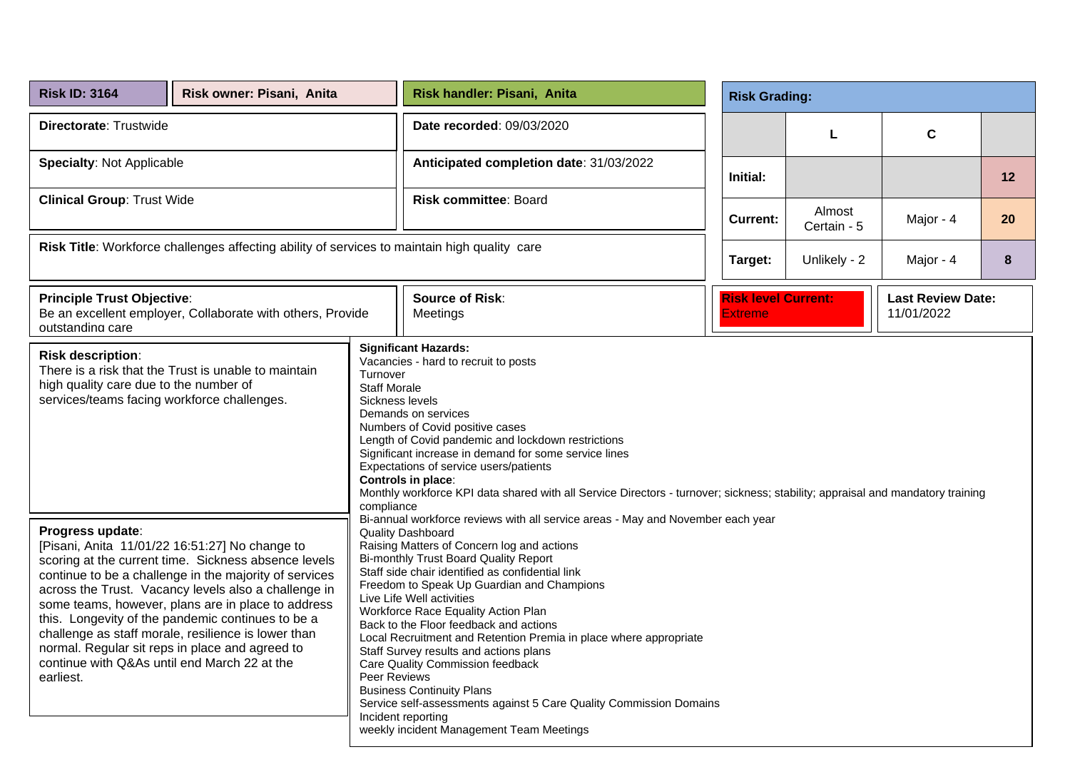**Risk ID: 3164** | **Risk owner: Pisani, Anita** | **Risk handler: Pisani, Anita**

**Directorate**: Trustwide

**Date recorded**: 09/03/2020

**Specialty**: Not Applicable

**Anticipated completion date**: 31/03/2022

**Clinical Group**: Trust Wide

**Risk committee**: Board

**Risk Title**: Workforce challenges affecting ability of services to maintain high quality care

**Risk Grading:**

| | L | C | |
|---|---|---|---|
| **Initial:** | | | **12** |
| **Current:** | Almost Certain - 5 | Major - 4 | **20** |
| **Target:** | Unlikely - 2 | Major - 4 | **8** |

**Principle Trust Objective**:
Be an excellent employer, Collaborate with others, Provide outstanding care

**Source of Risk**:
Meetings

**Risk level Current:**
Extreme

**Last Review Date:**
11/01/2022

**Risk description**:
There is a risk that the Trust is unable to maintain high quality care due to the number of services/teams facing workforce challenges.

**Progress update**:
[Pisani, Anita 11/01/22 16:51:27] No change to scoring at the current time. Sickness absence levels continue to be a challenge in the majority of services across the Trust. Vacancy levels also a challenge in some teams, however, plans are in place to address this. Longevity of the pandemic continues to be a challenge as staff morale, resilience is lower than normal. Regular sit reps in place and agreed to continue with Q&As until end March 22 at the earliest.

**Significant Hazards:**
Vacancies - hard to recruit to posts
Turnover
Staff Morale
Sickness levels
Demands on services
Numbers of Covid positive cases
Length of Covid pandemic and lockdown restrictions
Significant increase in demand for some service lines
Expectations of service users/patients

**Controls in place**:
Monthly workforce KPI data shared with all Service Directors - turnover; sickness; stability; appraisal and mandatory training compliance
Bi-annual workforce reviews with all service areas - May and November each year
Quality Dashboard
Raising Matters of Concern log and actions
Bi-monthly Trust Board Quality Report
Staff side chair identified as confidential link
Freedom to Speak Up Guardian and Champions
Live Life Well activities
Workforce Race Equality Action Plan
Back to the Floor feedback and actions
Local Recruitment and Retention Premia in place where appropriate
Staff Survey results and actions plans
Care Quality Commission feedback
Peer Reviews
Business Continuity Plans
Service self-assessments against 5 Care Quality Commission Domains
Incident reporting
weekly incident Management Team Meetings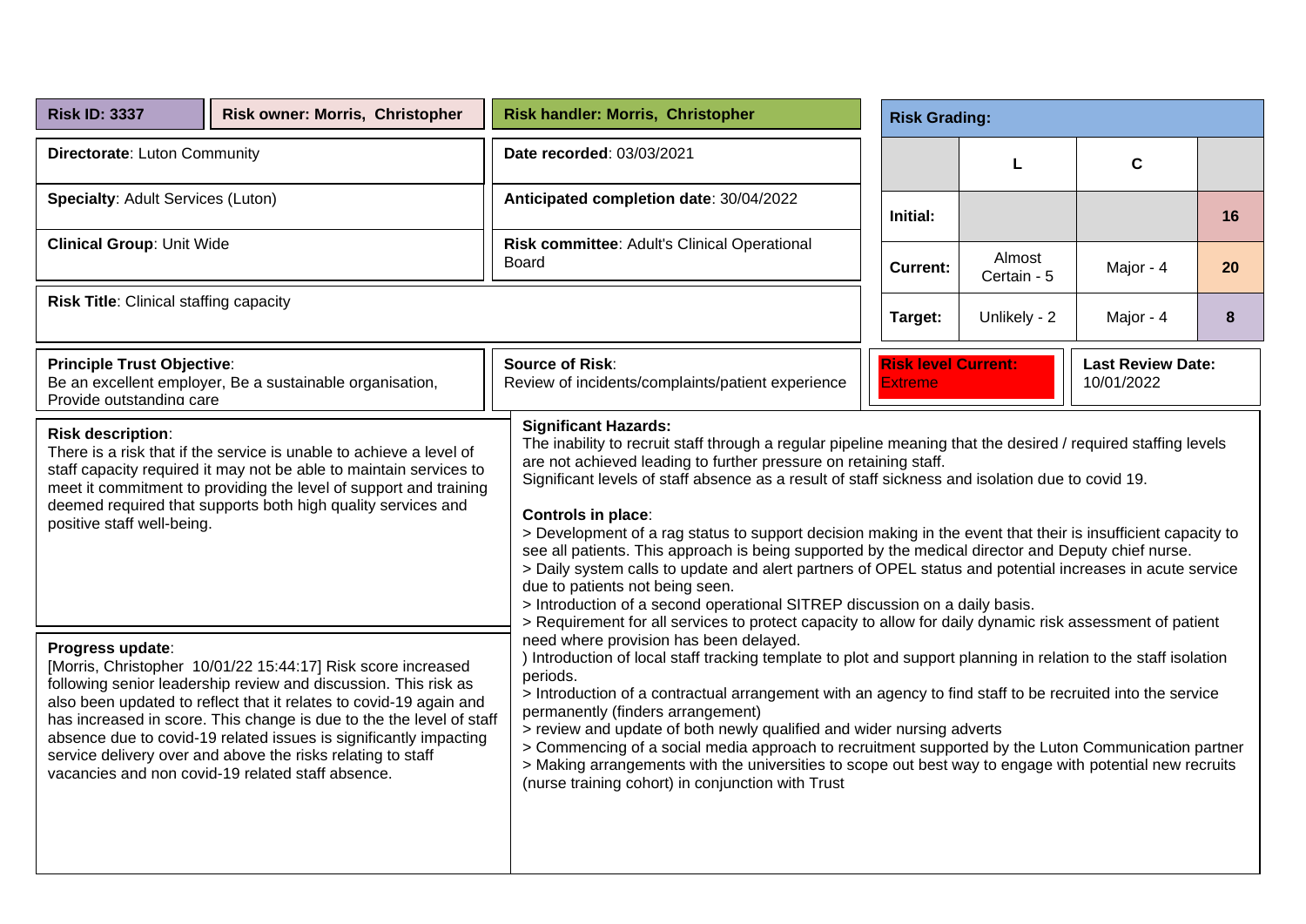**Risk ID: 3337** | **Risk owner: Morris, Christopher** | **Risk handler: Morris, Christopher**

**Directorate**: Luton Community

**Date recorded**: 03/03/2021

**Specialty**: Adult Services (Luton)

**Anticipated completion date**: 30/04/2022

**Clinical Group**: Unit Wide

**Risk committee**: Adult's Clinical Operational Board

**Risk Title**: Clinical staffing capacity

**Risk Grading:**

| | L | C | |
|---|---|---|---|
| Initial: | | | 16 |
| Current: | Almost Certain - 5 | Major - 4 | 20 |
| Target: | Unlikely - 2 | Major - 4 | 8 |

**Principle Trust Objective**:
Be an excellent employer, Be a sustainable organisation, Provide outstanding care

**Source of Risk**:
Review of incidents/complaints/patient experience

**Risk level Current:** Extreme

**Last Review Date:** 10/01/2022

**Risk description**:
There is a risk that if the service is unable to achieve a level of staff capacity required it may not be able to maintain services to meet it commitment to providing the level of support and training deemed required that supports both high quality services and positive staff well-being.

**Progress update**:
[Morris, Christopher 10/01/22 15:44:17] Risk score increased following senior leadership review and discussion. This risk as also been updated to reflect that it relates to covid-19 again and has increased in score. This change is due to the the level of staff absence due to covid-19 related issues is significantly impacting service delivery over and above the risks relating to staff vacancies and non covid-19 related staff absence.

**Significant Hazards:**
The inability to recruit staff through a regular pipeline meaning that the desired / required staffing levels are not achieved leading to further pressure on retaining staff.
Significant levels of staff absence as a result of staff sickness and isolation due to covid 19.

**Controls in place**:
> Development of a rag status to support decision making in the event that their is insufficient capacity to see all patients. This approach is being supported by the medical director and Deputy chief nurse.
> Daily system calls to update and alert partners of OPEL status and potential increases in acute service due to patients not being seen.
> Introduction of a second operational SITREP discussion on a daily basis.
> Requirement for all services to protect capacity to allow for daily dynamic risk assessment of patient need where provision has been delayed.
) Introduction of local staff tracking template to plot and support planning in relation to the staff isolation periods.
> Introduction of a contractual arrangement with an agency to find staff to be recruited into the service permanently (finders arrangement)
> review and update of both newly qualified and wider nursing adverts
> Commencing of a social media approach to recruitment supported by the Luton Communication partner
> Making arrangements with the universities to scope out best way to engage with potential new recruits (nurse training cohort) in conjunction with Trust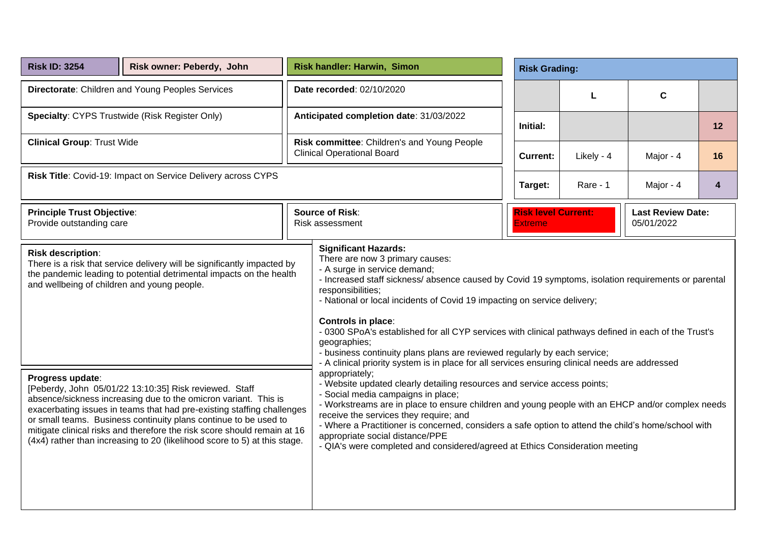**Risk ID: 3254** | **Risk owner: Peberdy, John** | **Risk handler: Harwin, Simon**

**Directorate**: Children and Young Peoples Services

**Date recorded**: 02/10/2020

**Specialty**: CYPS Trustwide (Risk Register Only)

**Anticipated completion date**: 31/03/2022

**Clinical Group**: Trust Wide

**Risk committee**: Children's and Young People Clinical Operational Board

**Risk Title**: Covid-19: Impact on Service Delivery across CYPS

**Risk Grading:**

| | L | C | |
|---|---|---|---|
| **Initial:** | | | **12** |
| **Current:** | Likely - 4 | Major - 4 | **16** |
| **Target:** | Rare - 1 | Major - 4 | **4** |

**Principle Trust Objective**:
Provide outstanding care

**Source of Risk**:
Risk assessment

**Risk level Current:**
Extreme

**Last Review Date:**
05/01/2022

**Risk description**:
There is a risk that service delivery will be significantly impacted by the pandemic leading to potential detrimental impacts on the health and wellbeing of children and young people.

**Significant Hazards:**
There are now 3 primary causes:
- A surge in service demand;
- Increased staff sickness/ absence caused by Covid 19 symptoms, isolation requirements or parental responsibilities;
- National or local incidents of Covid 19 impacting on service delivery;

**Controls in place**:
- 0300 SPoA's established for all CYP services with clinical pathways defined in each of the Trust's geographies;
- business continuity plans plans are reviewed regularly by each service;
- A clinical priority system is in place for all services ensuring clinical needs are addressed appropriately;
- Website updated clearly detailing resources and service access points;
- Social media campaigns in place;
- Workstreams are in place to ensure children and young people with an EHCP and/or complex needs receive the services they require; and
- Where a Practitioner is concerned, considers a safe option to attend the child's home/school with appropriate social distance/PPE
- QIA's were completed and considered/agreed at Ethics Consideration meeting

**Progress update**:
[Peberdy, John 05/01/22 13:10:35] Risk reviewed. Staff absence/sickness increasing due to the omicron variant. This is exacerbating issues in teams that had pre-existing staffing challenges or small teams. Business continuity plans continue to be used to mitigate clinical risks and therefore the risk score should remain at 16 (4x4) rather than increasing to 20 (likelihood score to 5) at this stage.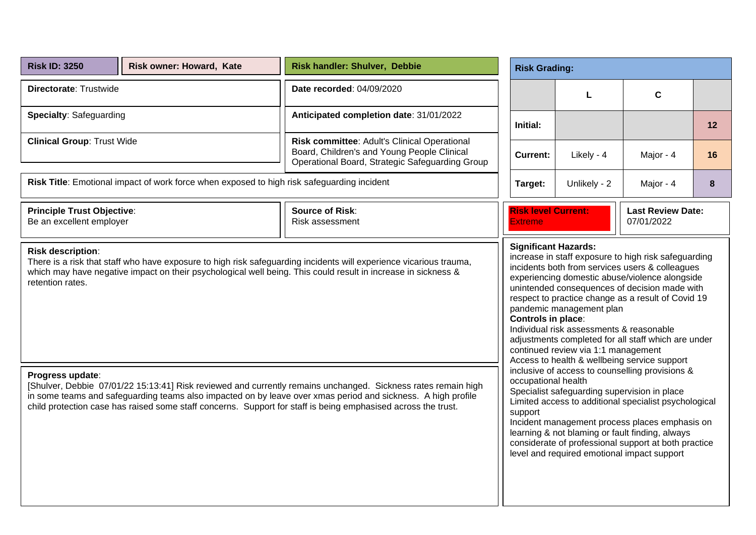| **Risk ID: 3250** | **Risk owner: Howard, Kate** | **Risk handler: Shulver, Debbie** |
|---|---|---|

**Directorate**: Trustwide

**Date recorded**: 04/09/2020

**Specialty**: Safeguarding

**Anticipated completion date**: 31/01/2022

**Clinical Group**: Trust Wide

**Risk committee**: Adult's Clinical Operational Board, Children's and Young People Clinical Operational Board, Strategic Safeguarding Group

**Risk Title**: Emotional impact of work force when exposed to high risk safeguarding incident

**Risk Grading:**

| | L | C | |
|---|---|---|---|
| **Initial:** | | | **12** |
| **Current:** | Likely - 4 | Major - 4 | **16** |
| **Target:** | Unlikely - 2 | Major - 4 | **8** |

**Principle Trust Objective**:
Be an excellent employer

**Source of Risk**:
Risk assessment

**Risk level Current:**
Extreme

**Last Review Date:**
07/01/2022

**Risk description**:
There is a risk that staff who have exposure to high risk safeguarding incidents will experience vicarious trauma, which may have negative impact on their psychological well being. This could result in increase in sickness & retention rates.

**Progress update**:
[Shulver, Debbie 07/01/22 15:13:41] Risk reviewed and currently remains unchanged. Sickness rates remain high in some teams and safeguarding teams also impacted on by leave over xmas period and sickness. A high profile child protection case has raised some staff concerns. Support for staff is being emphasised across the trust.

**Significant Hazards:**
increase in staff exposure to high risk safeguarding incidents both from services users & colleagues experiencing domestic abuse/violence alongside unintended consequences of decision made with respect to practice change as a result of Covid 19 pandemic management plan

**Controls in place**:
Individual risk assessments & reasonable adjustments completed for all staff which are under continued review via 1:1 management
Access to health & wellbeing service support inclusive of access to counselling provisions & occupational health
Specialist safeguarding supervision in place
Limited access to additional specialist psychological support
Incident management process places emphasis on learning & not blaming or fault finding, always considerate of professional support at both practice level and required emotional impact support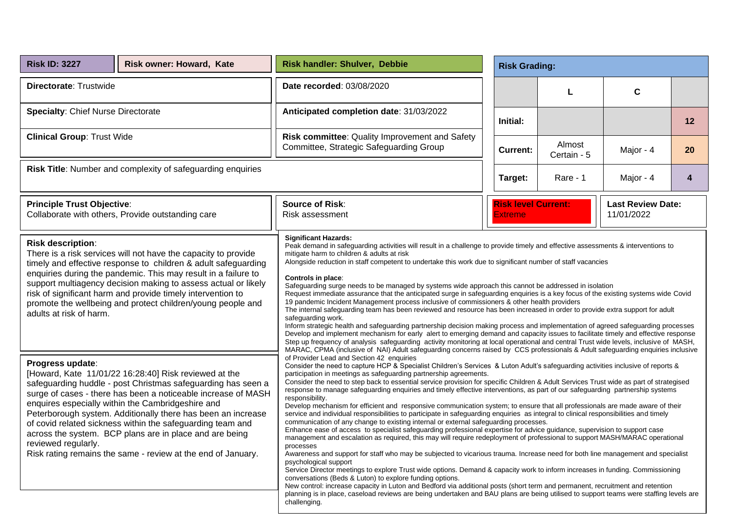| **Risk ID: 3227** | **Risk owner: Howard, Kate** | **Risk handler: Shulver, Debbie** |
|---|---|---|

| | |
|---|---|
| **Directorate**: Trustwide | **Date recorded**: 03/08/2020 |
| **Specialty**: Chief Nurse Directorate | **Anticipated completion date**: 31/03/2022 |
| **Clinical Group**: Trust Wide | **Risk committee**: Quality Improvement and Safety Committee, Strategic Safeguarding Group |

**Risk Title**: Number and complexity of safeguarding enquiries

**Risk Grading:**

| | L | C | |
|---|---|---|---|
| **Initial:** | | | **12** |
| **Current:** | Almost Certain - 5 | Major - 4 | **20** |
| **Target:** | Rare - 1 | Major - 4 | **4** |

| | | | |
|---|---|---|---|
| **Principle Trust Objective**: Collaborate with others, Provide outstanding care | **Source of Risk**: Risk assessment | **Risk level Current:** Extreme | **Last Review Date:** 11/01/2022 |

**Risk description**:
There is a risk services will not have the capacity to provide timely and effective response to children & adult safeguarding enquiries during the pandemic. This may result in a failure to support multiagency decision making to assess actual or likely risk of significant harm and provide timely intervention to promote the wellbeing and protect children/young people and adults at risk of harm.

**Progress update**:
[Howard, Kate 11/01/22 16:28:40] Risk reviewed at the safeguarding huddle - post Christmas safeguarding has seen a surge of cases - there has been a noticeable increase of MASH enquires especially within the Cambridgeshire and Peterborough system. Additionally there has been an increase of covid related sickness within the safeguarding team and across the system. BCP plans are in place and are being reviewed regularly.
Risk rating remains the same - review at the end of January.

**Significant Hazards:**
Peak demand in safeguarding activities will result in a challenge to provide timely and effective assessments & interventions to mitigate harm to children & adults at risk
Alongside reduction in staff competent to undertake this work due to significant number of staff vacancies

**Controls in place**:
Safeguarding surge needs to be managed by systems wide approach this cannot be addressed in isolation
Request immediate assurance that the anticipated surge in safeguarding enquiries is a key focus of the existing systems wide Covid 19 pandemic Incident Management process inclusive of commissioners & other health providers
The internal safeguarding team has been reviewed and resource has been increased in order to provide extra support for adult safeguarding work.
Inform strategic health and safeguarding partnership decision making process and implementation of agreed safeguarding processes
Develop and implement mechanism for early alert to emerging demand and capacity issues to facilitate timely and effective response
Step up frequency of analysis safeguarding activity monitoring at local operational and central Trust wide levels, inclusive of MASH, MARAC, CPMA (inclusive of NAI) Adult safeguarding concerns raised by CCS professionals & Adult safeguarding enquiries inclusive of Provider Lead and Section 42 enquiries
Consider the need to capture HCP & Specialist Children's Services & Luton Adult's safeguarding activities inclusive of reports & participation in meetings as safeguarding partnership agreements.
Consider the need to step back to essential service provision for specific Children & Adult Services Trust wide as part of strategised response to manage safeguarding enquiries and timely effective interventions, as part of our safeguarding partnership systems responsibility.
Develop mechanism for efficient and responsive communication system; to ensure that all professionals are made aware of their service and individual responsibilities to participate in safeguarding enquiries as integral to clinical responsibilities and timely communication of any change to existing internal or external safeguarding processes.
Enhance ease of access to specialist safeguarding professional expertise for advice guidance, supervision to support case management and escalation as required, this may will require redeployment of professional to support MASH/MARAC operational processes
Awareness and support for staff who may be subjected to vicarious trauma. Increase need for both line management and specialist psychological support
Service Director meetings to explore Trust wide options. Demand & capacity work to inform increases in funding. Commissioning conversations (Beds & Luton) to explore funding options.
New control: increase capacity in Luton and Bedford via additional posts (short term and permanent, recruitment and retention planning is in place, caseload reviews are being undertaken and BAU plans are being utilised to support teams were staffing levels are challenging.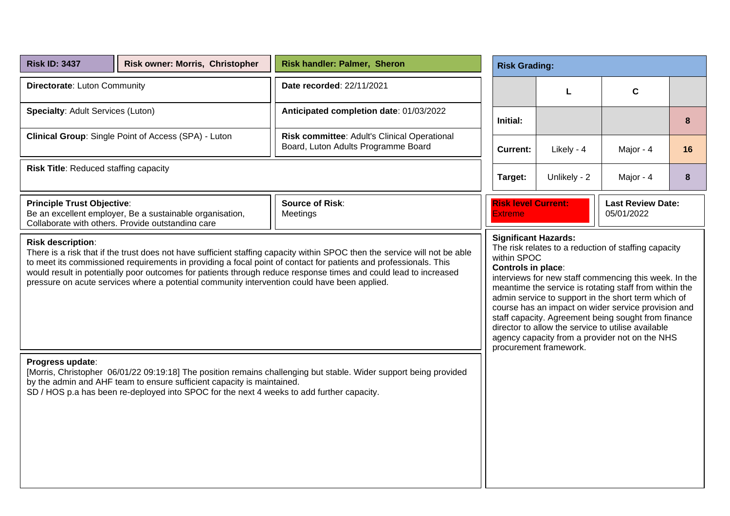| **Risk ID: 3437** | **Risk owner: Morris, Christopher** | **Risk handler: Palmer, Sheron** |
|---|---|---|

| | |
|---|---|
| **Directorate**: Luton Community | **Date recorded**: 22/11/2021 |
| **Specialty**: Adult Services (Luton) | **Anticipated completion date**: 01/03/2022 |
| **Clinical Group**: Single Point of Access (SPA) - Luton | **Risk committee**: Adult's Clinical Operational Board, Luton Adults Programme Board |

**Risk Grading:**

| | L | C | |
|---|---|---|---|
| **Initial:** | | | **8** |
| **Current:** | Likely - 4 | Major - 4 | **16** |
| **Target:** | Unlikely - 2 | Major - 4 | **8** |

**Risk Title**: Reduced staffing capacity

| | |
|---|---|
| **Principle Trust Objective**: Be an excellent employer, Be a sustainable organisation, Collaborate with others, Provide outstanding care | **Source of Risk**: Meetings |

**Risk level Current:** Extreme

**Last Review Date:** 05/01/2022

**Risk description**:
There is a risk that if the trust does not have sufficient staffing capacity within SPOC then the service will not be able to meet its commissioned requirements in providing a focal point of contact for patients and professionals. This would result in potentially poor outcomes for patients through reduce response times and could lead to increased pressure on acute services where a potential community intervention could have been applied.

**Significant Hazards:**
The risk relates to a reduction of staffing capacity within SPOC

**Controls in place**:
interviews for new staff commencing this week. In the meantime the service is rotating staff from within the admin service to support in the short term which of course has an impact on wider service provision and staff capacity. Agreement being sought from finance director to allow the service to utilise available agency capacity from a provider not on the NHS procurement framework.

**Progress update**:
[Morris, Christopher 06/01/22 09:19:18] The position remains challenging but stable. Wider support being provided by the admin and AHF team to ensure sufficient capacity is maintained.
SD / HOS p.a has been re-deployed into SPOC for the next 4 weeks to add further capacity.